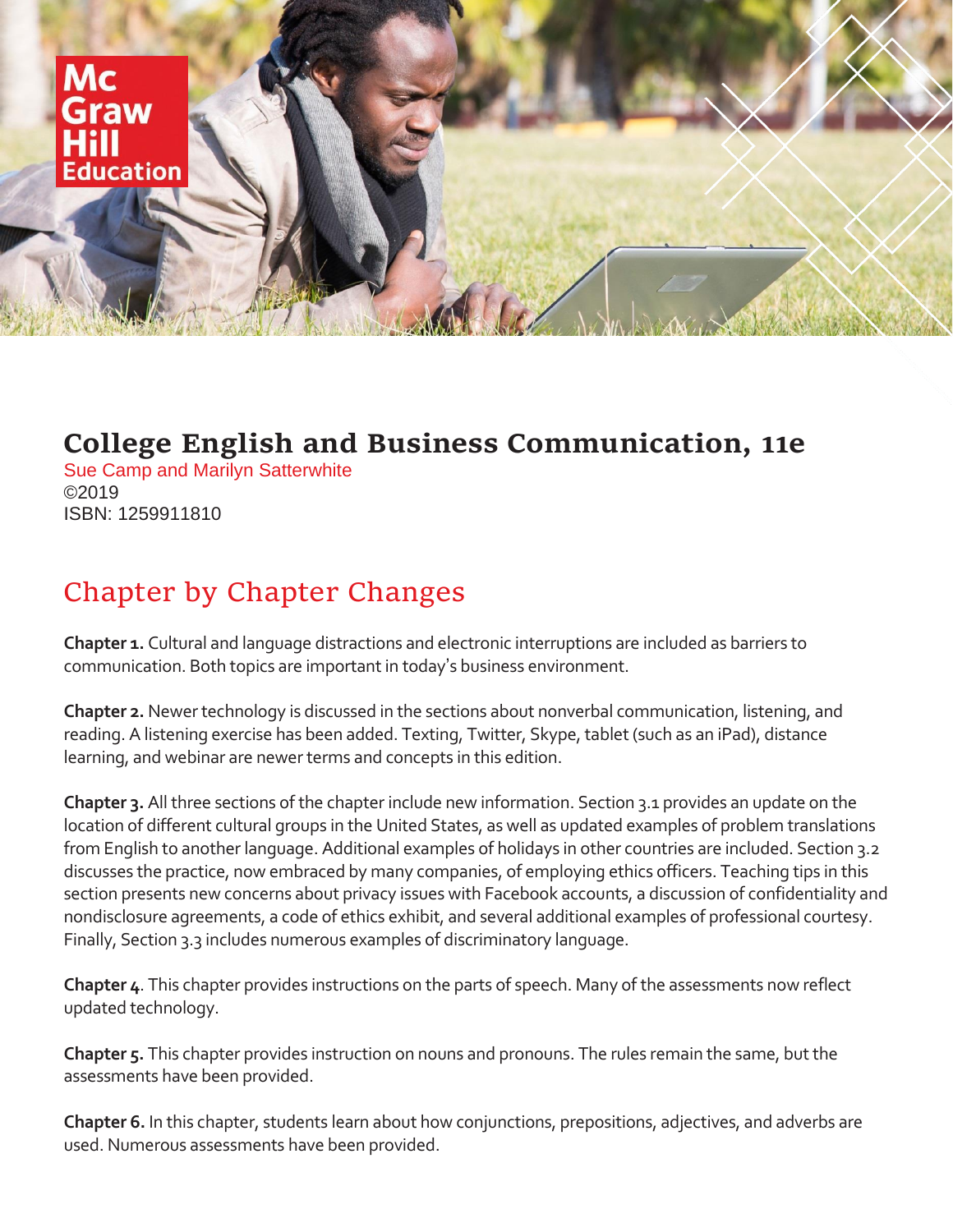# College English and Business Communication, 11e

Sue Camp and Marilyn Satterwhite
©2019
ISBN: 1259911810

## Chapter by Chapter Changes

**Chapter 1.** Cultural and language distractions and electronic interruptions are included as barriers to communication. Both topics are important in today's business environment.

**Chapter 2.** Newer technology is discussed in the sections about nonverbal communication, listening, and reading. A listening exercise has been added. Texting, Twitter, Skype, tablet (such as an iPad), distance learning, and webinar are newer terms and concepts in this edition.

**Chapter 3.** All three sections of the chapter include new information. Section 3.1 provides an update on the location of different cultural groups in the United States, as well as updated examples of problem translations from English to another language. Additional examples of holidays in other countries are included. Section 3.2 discusses the practice, now embraced by many companies, of employing ethics officers. Teaching tips in this section presents new concerns about privacy issues with Facebook accounts, a discussion of confidentiality and nondisclosure agreements, a code of ethics exhibit, and several additional examples of professional courtesy. Finally, Section 3.3 includes numerous examples of discriminatory language.

**Chapter 4**. This chapter provides instructions on the parts of speech. Many of the assessments now reflect updated technology.

**Chapter 5.** This chapter provides instruction on nouns and pronouns. The rules remain the same, but the assessments have been provided.

**Chapter 6.** In this chapter, students learn about how conjunctions, prepositions, adjectives, and adverbs are used. Numerous assessments have been provided.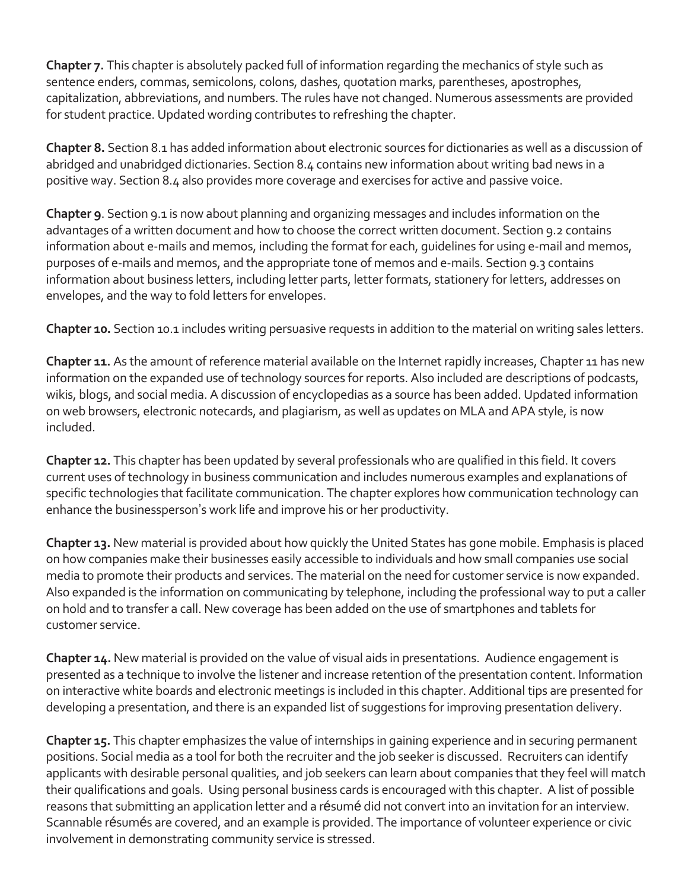**Chapter 7.** This chapter is absolutely packed full of information regarding the mechanics of style such as sentence enders, commas, semicolons, colons, dashes, quotation marks, parentheses, apostrophes, capitalization, abbreviations, and numbers. The rules have not changed. Numerous assessments are provided for student practice. Updated wording contributes to refreshing the chapter.

**Chapter 8.** Section 8.1 has added information about electronic sources for dictionaries as well as a discussion of abridged and unabridged dictionaries. Section 8.4 contains new information about writing bad news in a positive way. Section 8.4 also provides more coverage and exercises for active and passive voice.

**Chapter 9**. Section 9.1 is now about planning and organizing messages and includes information on the advantages of a written document and how to choose the correct written document. Section 9.2 contains information about e-mails and memos, including the format for each, guidelines for using e-mail and memos, purposes of e-mails and memos, and the appropriate tone of memos and e-mails. Section 9.3 contains information about business letters, including letter parts, letter formats, stationery for letters, addresses on envelopes, and the way to fold letters for envelopes.

**Chapter 10.** Section 10.1 includes writing persuasive requests in addition to the material on writing sales letters.

**Chapter 11.** As the amount of reference material available on the Internet rapidly increases, Chapter 11 has new information on the expanded use of technology sources for reports. Also included are descriptions of podcasts, wikis, blogs, and social media. A discussion of encyclopedias as a source has been added. Updated information on web browsers, electronic notecards, and plagiarism, as well as updates on MLA and APA style, is now included.

**Chapter 12.** This chapter has been updated by several professionals who are qualified in this field. It covers current uses of technology in business communication and includes numerous examples and explanations of specific technologies that facilitate communication. The chapter explores how communication technology can enhance the businessperson's work life and improve his or her productivity.

**Chapter 13.** New material is provided about how quickly the United States has gone mobile. Emphasis is placed on how companies make their businesses easily accessible to individuals and how small companies use social media to promote their products and services. The material on the need for customer service is now expanded. Also expanded is the information on communicating by telephone, including the professional way to put a caller on hold and to transfer a call. New coverage has been added on the use of smartphones and tablets for customer service.

**Chapter 14.** New material is provided on the value of visual aids in presentations. Audience engagement is presented as a technique to involve the listener and increase retention of the presentation content. Information on interactive white boards and electronic meetings is included in this chapter. Additional tips are presented for developing a presentation, and there is an expanded list of suggestions for improving presentation delivery.

**Chapter 15.** This chapter emphasizes the value of internships in gaining experience and in securing permanent positions. Social media as a tool for both the recruiter and the job seeker is discussed. Recruiters can identify applicants with desirable personal qualities, and job seekers can learn about companies that they feel will match their qualifications and goals. Using personal business cards is encouraged with this chapter. A list of possible reasons that submitting an application letter and a résumé did not convert into an invitation for an interview. Scannable résumés are covered, and an example is provided. The importance of volunteer experience or civic involvement in demonstrating community service is stressed.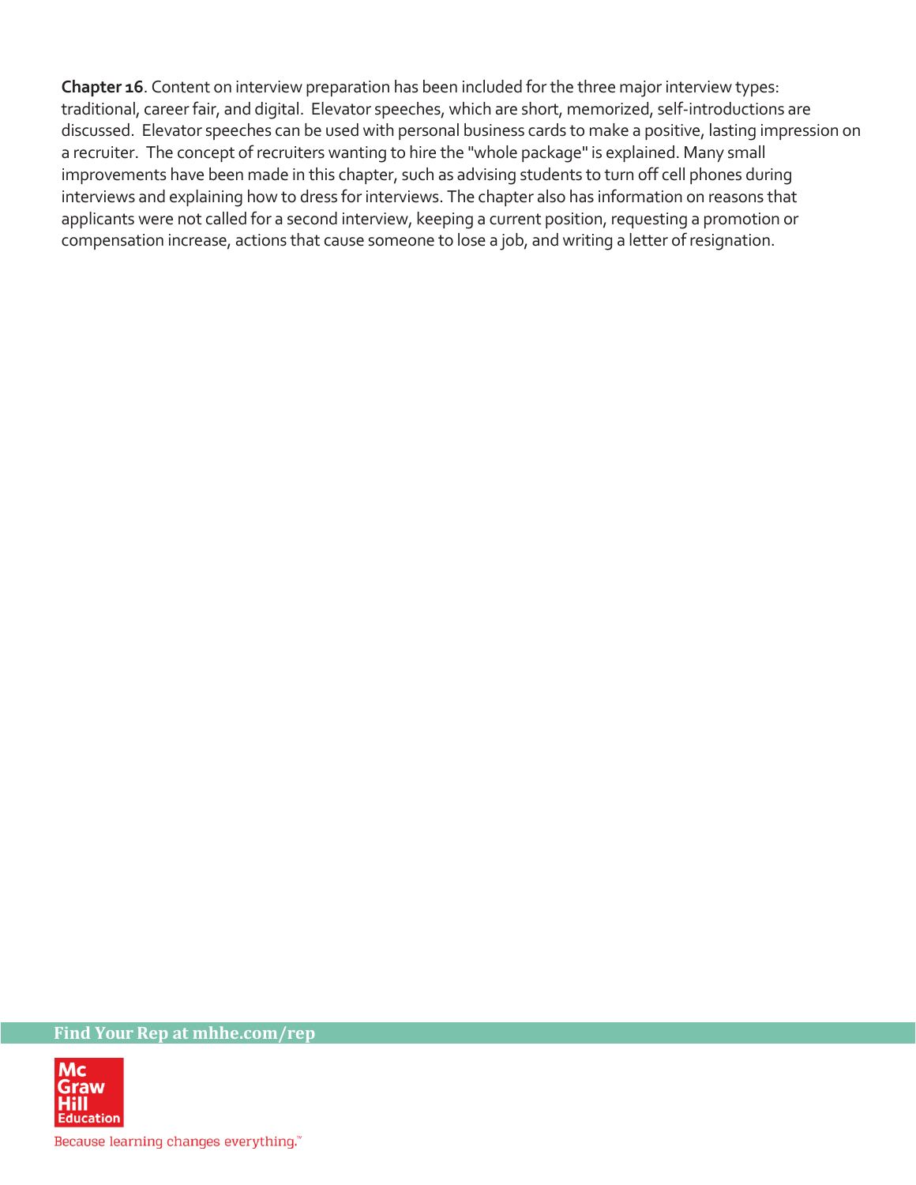**Chapter 16**. Content on interview preparation has been included for the three major interview types: traditional, career fair, and digital. Elevator speeches, which are short, memorized, self-introductions are discussed. Elevator speeches can be used with personal business cards to make a positive, lasting impression on a recruiter. The concept of recruiters wanting to hire the "whole package" is explained. Many small improvements have been made in this chapter, such as advising students to turn off cell phones during interviews and explaining how to dress for interviews. The chapter also has information on reasons that applicants were not called for a second interview, keeping a current position, requesting a promotion or compensation increase, actions that cause someone to lose a job, and writing a letter of resignation.

**Find Your Rep at mhhe.com/rep**

Mc Graw Hill Education

Because learning changes everything.™